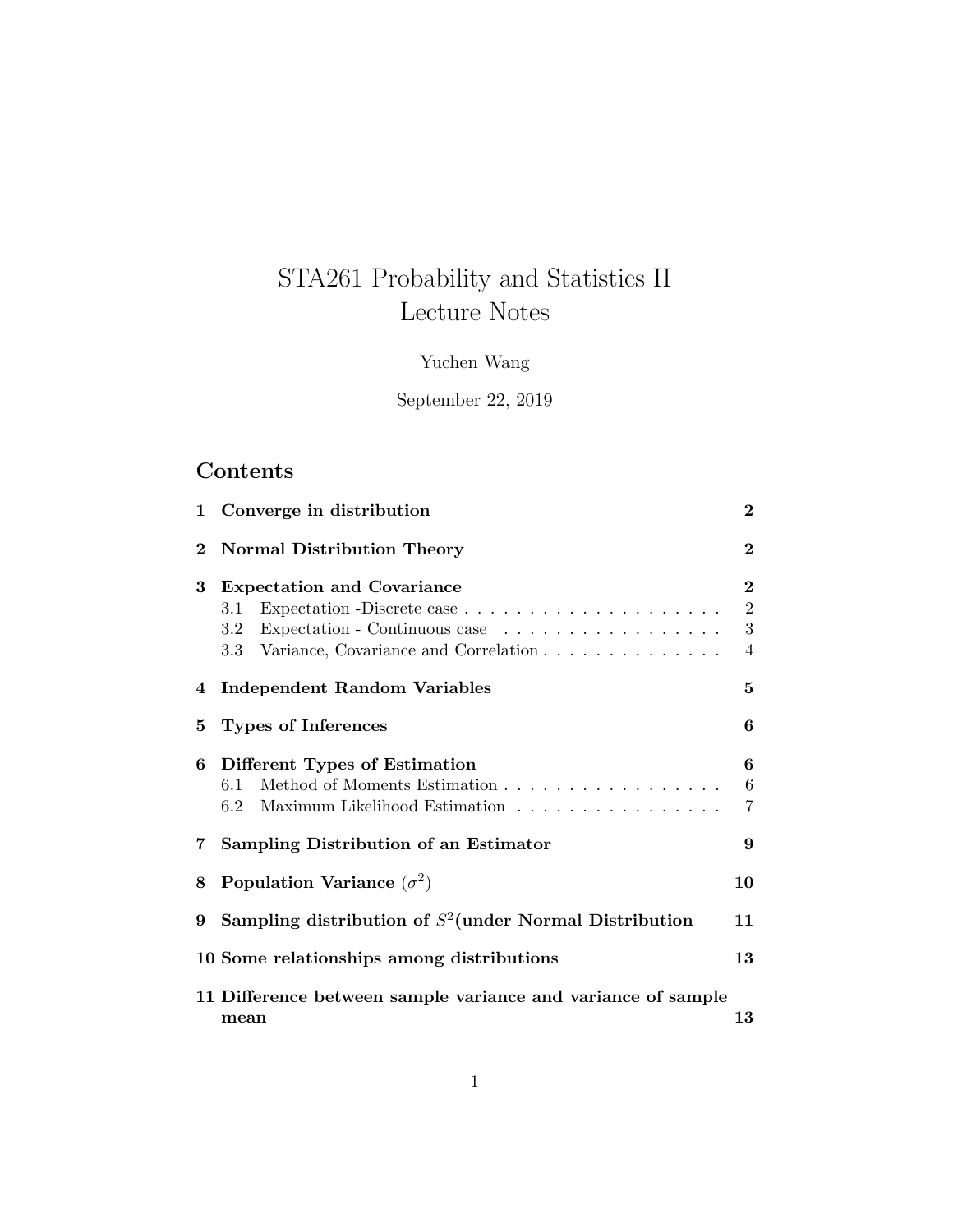# STA261 Probability and Statistics II
# Lecture Notes

Yuchen Wang

September 22, 2019

## Contents

**1 Converge in distribution** **2**

**2 Normal Distribution Theory** **2**

**3 Expectation and Covariance** **2**
- 3.1 Expectation -Discrete case . . . . . . . . . . . . . . . . . . . . 2
- 3.2 Expectation - Continuous case . . . . . . . . . . . . . . . . . . 3
- 3.3 Variance, Covariance and Correlation . . . . . . . . . . . . . . 4

**4 Independent Random Variables** **5**

**5 Types of Inferences** **6**

**6 Different Types of Estimation** **6**
- 6.1 Method of Moments Estimation . . . . . . . . . . . . . . . . . 6
- 6.2 Maximum Likelihood Estimation . . . . . . . . . . . . . . . . 7

**7 Sampling Distribution of an Estimator** **9**

**8 Population Variance ($\sigma^2$)** **10**

**9 Sampling distribution of $S^2$(under Normal Distribution** **11**

**10 Some relationships among distributions** **13**

**11 Difference between sample variance and variance of sample mean** **13**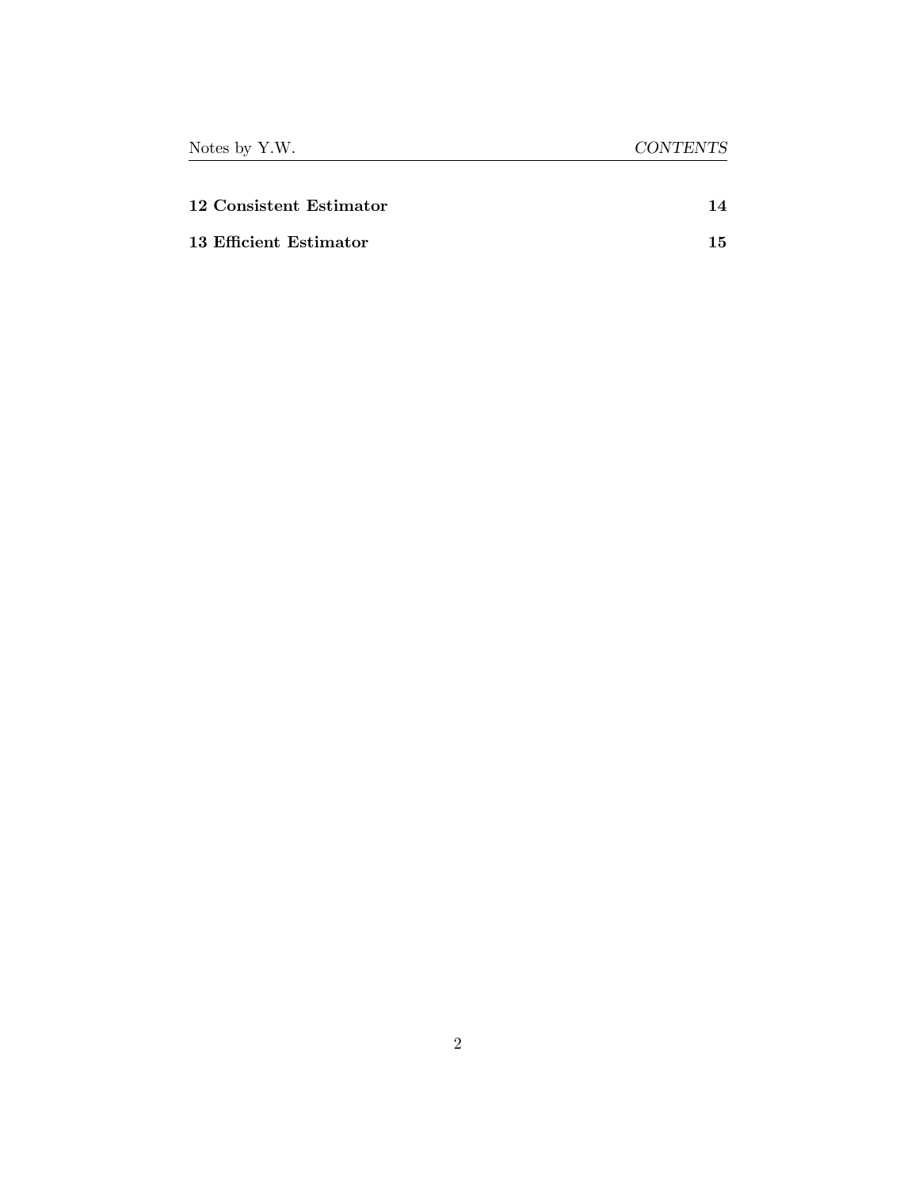**12 Consistent Estimator** 14

**13 Efficient Estimator** 15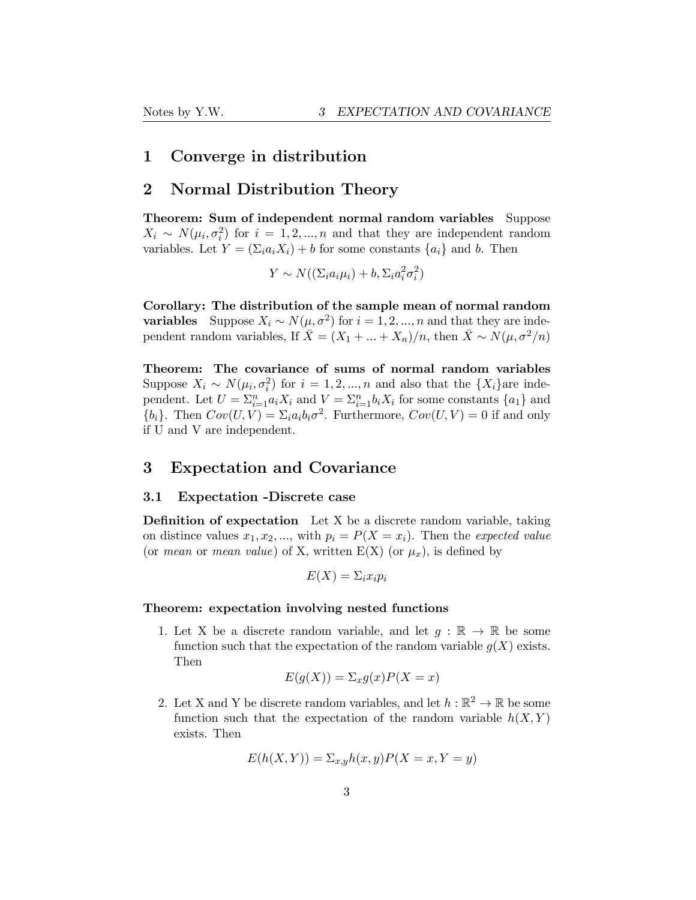# 1 Converge in distribution

# 2 Normal Distribution Theory

**Theorem: Sum of independent normal random variables** Suppose $X_i \sim N(\mu_i, \sigma_i^2)$ for $i = 1, 2, ..., n$ and that they are independent random variables. Let $Y = (\Sigma_i a_i X_i) + b$ for some constants $\{a_i\}$ and $b$. Then

$$Y \sim N((\Sigma_i a_i \mu_i) + b, \Sigma_i a_i^2 \sigma_i^2)$$

**Corollary: The distribution of the sample mean of normal random variables** Suppose $X_i \sim N(\mu, \sigma^2)$ for $i = 1, 2, ..., n$ and that they are independent random variables, If $\bar{X} = (X_1 + ... + X_n)/n$, then $\bar{X} \sim N(\mu, \sigma^2/n)$

**Theorem: The covariance of sums of normal random variables** Suppose $X_i \sim N(\mu_i, \sigma_i^2)$ for $i = 1, 2, ..., n$ and also that the $\{X_i\}$are independent. Let $U = \Sigma_{i=1}^n a_i X_i$ and $V = \Sigma_{i=1}^n b_i X_i$ for some constants $\{a_1\}$ and $\{b_i\}$. Then $Cov(U, V) = \Sigma_i a_i b_i \sigma^2$. Furthermore, $Cov(U, V) = 0$ if and only if U and V are independent.

# 3 Expectation and Covariance

## 3.1 Expectation -Discrete case

**Definition of expectation** Let X be a discrete random variable, taking on distince values $x_1, x_2, ...$, with $p_i = P(X = x_i)$. Then the *expected value* (or *mean* or *mean value*) of X, written E(X) (or $\mu_x$), is defined by

$$E(X) = \Sigma_i x_i p_i$$

**Theorem: expectation involving nested functions**

1. Let X be a discrete random variable, and let $g : \mathbb{R} \to \mathbb{R}$ be some function such that the expectation of the random variable $g(X)$ exists. Then
$$E(g(X)) = \Sigma_x g(x) P(X = x)$$

2. Let X and Y be discrete random variables, and let $h : \mathbb{R}^2 \to \mathbb{R}$ be some function such that the expectation of the random variable $h(X, Y)$ exists. Then
$$E(h(X, Y)) = \Sigma_{x,y} h(x, y) P(X = x, Y = y)$$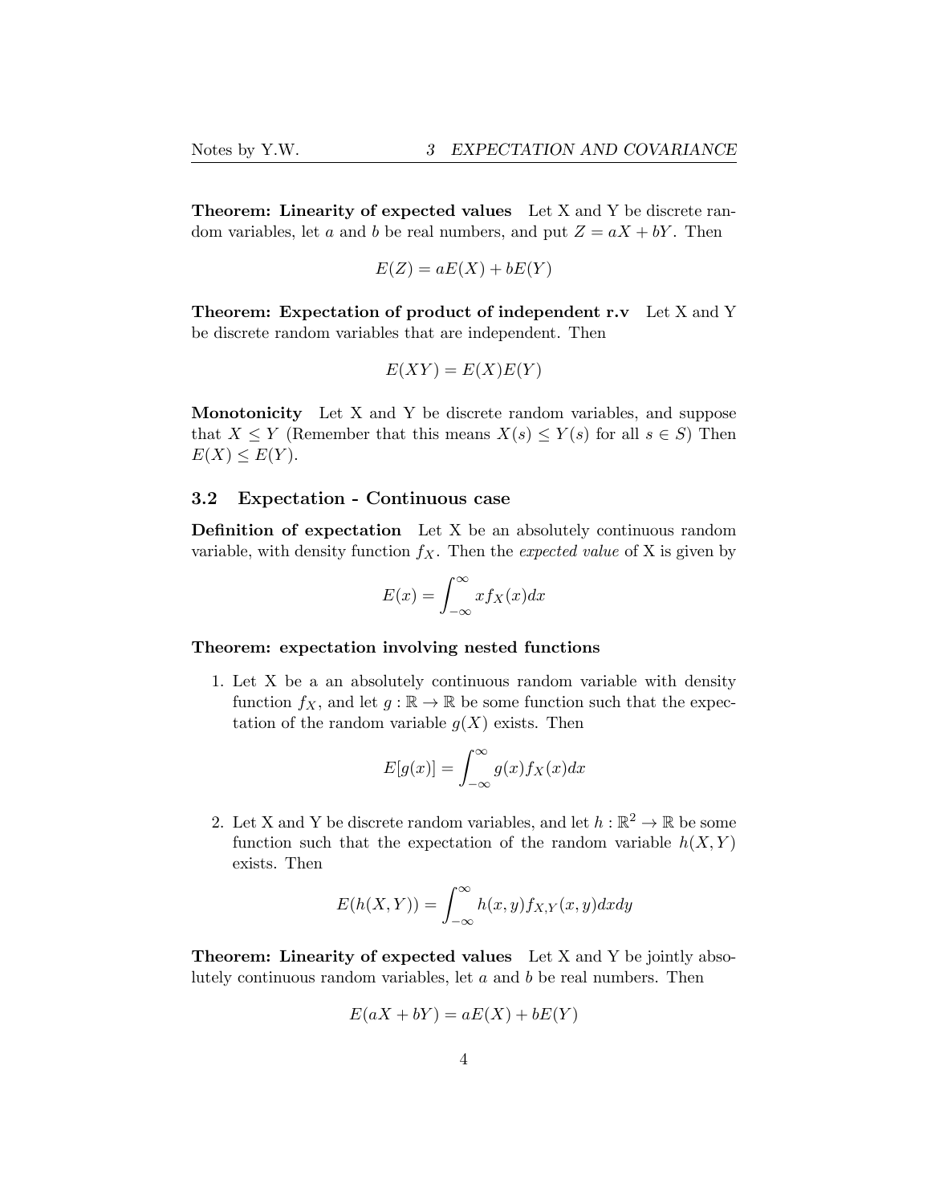**Theorem: Linearity of expected values** Let X and Y be discrete random variables, let $a$ and $b$ be real numbers, and put $Z = aX + bY$. Then

$$E(Z) = aE(X) + bE(Y)$$

**Theorem: Expectation of product of independent r.v** Let X and Y be discrete random variables that are independent. Then

$$E(XY) = E(X)E(Y)$$

**Monotonicity** Let X and Y be discrete random variables, and suppose that $X \leq Y$ (Remember that this means $X(s) \leq Y(s)$ for all $s \in S$) Then $E(X) \leq E(Y)$.

### 3.2 Expectation - Continuous case

**Definition of expectation** Let X be an absolutely continuous random variable, with density function $f_X$. Then the *expected value* of X is given by

$$E(x) = \int_{-\infty}^{\infty} x f_X(x) dx$$

**Theorem: expectation involving nested functions**

1. Let X be a an absolutely continuous random variable with density function $f_X$, and let $g : \mathbb{R} \to \mathbb{R}$ be some function such that the expectation of the random variable $g(X)$ exists. Then

$$E[g(x)] = \int_{-\infty}^{\infty} g(x) f_X(x) dx$$

2. Let X and Y be discrete random variables, and let $h : \mathbb{R}^2 \to \mathbb{R}$ be some function such that the expectation of the random variable $h(X, Y)$ exists. Then

$$E(h(X,Y)) = \int_{-\infty}^{\infty} h(x,y) f_{X,Y}(x,y) dx dy$$

**Theorem: Linearity of expected values** Let X and Y be jointly absolutely continuous random variables, let $a$ and $b$ be real numbers. Then

$$E(aX + bY) = aE(X) + bE(Y)$$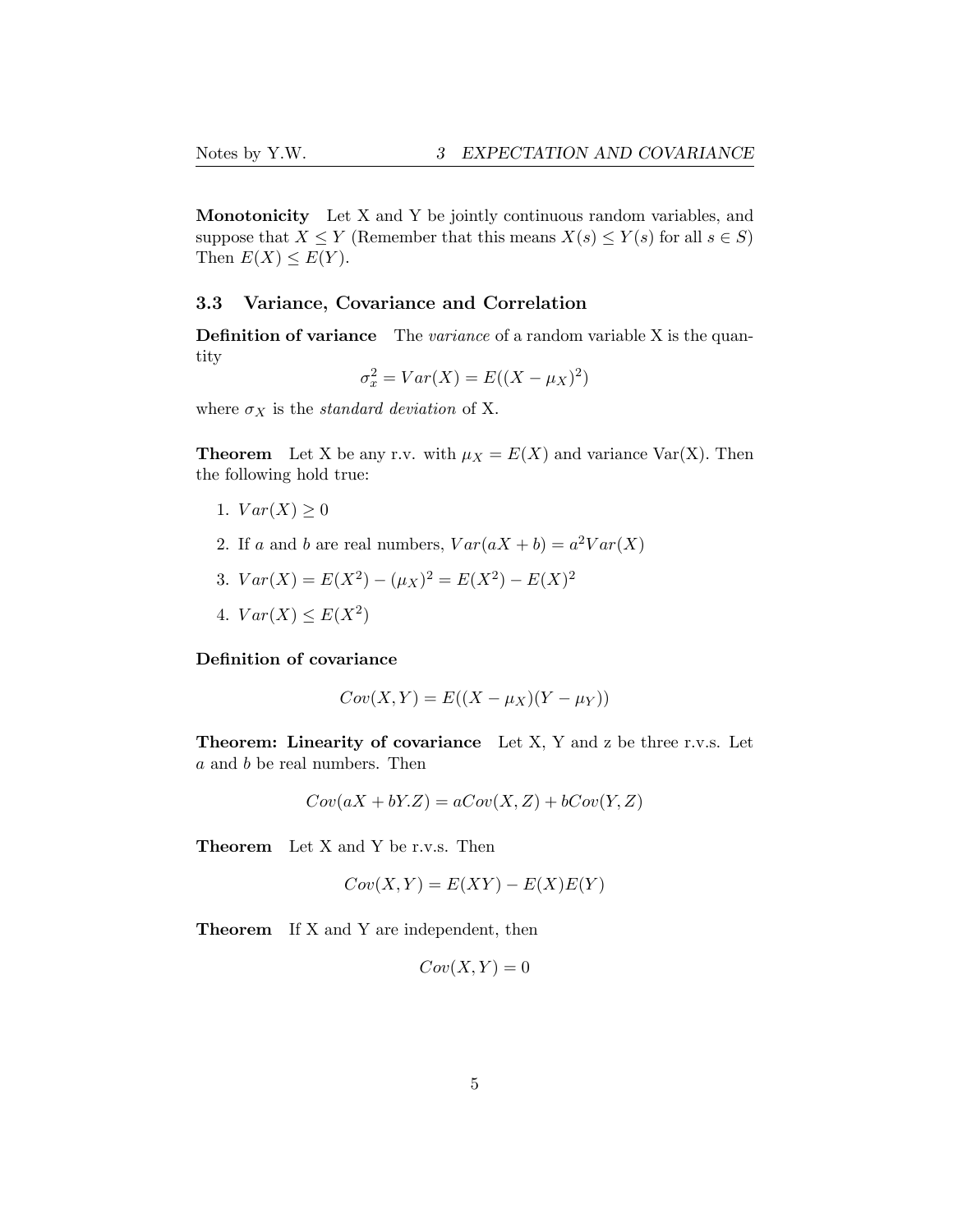**Monotonicity** Let X and Y be jointly continuous random variables, and suppose that $X \leq Y$ (Remember that this means $X(s) \leq Y(s)$ for all $s \in S$) Then $E(X) \leq E(Y)$.

### 3.3 Variance, Covariance and Correlation

**Definition of variance** The *variance* of a random variable X is the quantity

$$\sigma_x^2 = Var(X) = E((X - \mu_X)^2)$$

where $\sigma_X$ is the *standard deviation* of X.

**Theorem** Let X be any r.v. with $\mu_X = E(X)$ and variance Var(X). Then the following hold true:

1. $Var(X) \geq 0$
2. If $a$ and $b$ are real numbers, $Var(aX + b) = a^2 Var(X)$
3. $Var(X) = E(X^2) - (\mu_X)^2 = E(X^2) - E(X)^2$
4. $Var(X) \leq E(X^2)$

**Definition of covariance**

$$Cov(X, Y) = E((X - \mu_X)(Y - \mu_Y))$$

**Theorem: Linearity of covariance** Let X, Y and z be three r.v.s. Let $a$ and $b$ be real numbers. Then

$$Cov(aX + bY.Z) = aCov(X, Z) + bCov(Y, Z)$$

**Theorem** Let X and Y be r.v.s. Then

$$Cov(X, Y) = E(XY) - E(X)E(Y)$$

**Theorem** If X and Y are independent, then

$$Cov(X, Y) = 0$$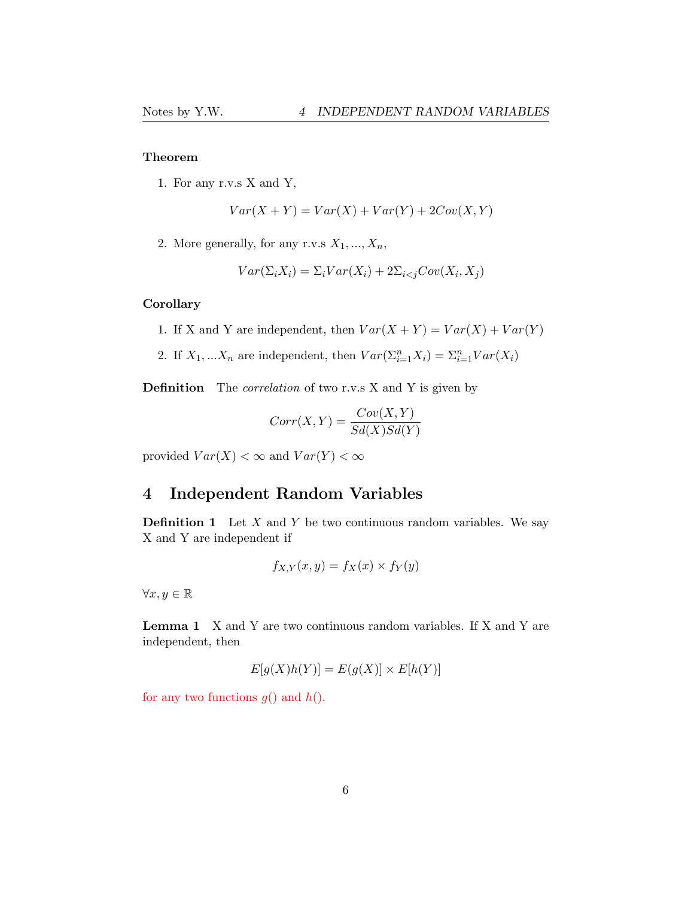**Theorem**

1. For any r.v.s X and Y,

$$Var(X+Y) = Var(X) + Var(Y) + 2Cov(X,Y)$$

2. More generally, for any r.v.s $X_1, ..., X_n$,

$$Var(\Sigma_i X_i) = \Sigma_i Var(X_i) + 2\Sigma_{i<j} Cov(X_i, X_j)$$

**Corollary**

1. If X and Y are independent, then $Var(X+Y) = Var(X) + Var(Y)$
2. If $X_1, ...X_n$ are independent, then $Var(\Sigma_{i=1}^n X_i) = \Sigma_{i=1}^n Var(X_i)$

**Definition** The *correlation* of two r.v.s X and Y is given by

$$Corr(X,Y) = \frac{Cov(X,Y)}{Sd(X)Sd(Y)}$$

provided $Var(X) < \infty$ and $Var(Y) < \infty$

## 4 Independent Random Variables

**Definition 1** Let $X$ and $Y$ be two continuous random variables. We say X and Y are independent if

$$f_{X,Y}(x,y) = f_X(x) \times f_Y(y)$$

$\forall x, y \in \mathbb{R}$

**Lemma 1** X and Y are two continuous random variables. If X and Y are independent, then

$$E[g(X)h(Y)] = E(g(X)] \times E[h(Y)]$$

for any two functions $g()$ and $h()$.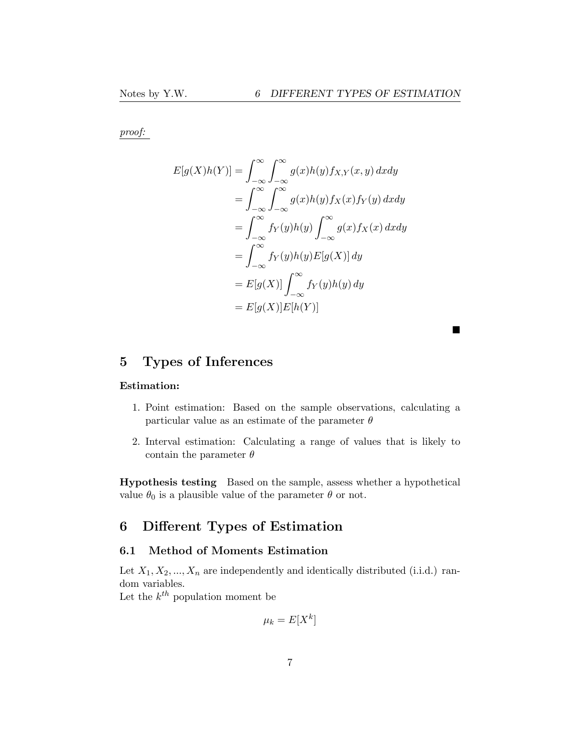*proof:*

$$
\begin{aligned}
E[g(X)h(Y)] &= \int_{-\infty}^{\infty}\int_{-\infty}^{\infty} g(x)h(y)f_{X,Y}(x,y)\,dxdy \\
&= \int_{-\infty}^{\infty}\int_{-\infty}^{\infty} g(x)h(y)f_X(x)f_Y(y)\,dxdy \\
&= \int_{-\infty}^{\infty} f_Y(y)h(y)\int_{-\infty}^{\infty} g(x)f_X(x)\,dxdy \\
&= \int_{-\infty}^{\infty} f_Y(y)h(y)E[g(X)]\,dy \\
&= E[g(X)]\int_{-\infty}^{\infty} f_Y(y)h(y)\,dy \\
&= E[g(X)]E[h(Y)]
\end{aligned}
$$

■

# 5 Types of Inferences

**Estimation:**

1. Point estimation: Based on the sample observations, calculating a particular value as an estimate of the parameter $\theta$

2. Interval estimation: Calculating a range of values that is likely to contain the parameter $\theta$

**Hypothesis testing** Based on the sample, assess whether a hypothetical value $\theta_0$ is a plausible value of the parameter $\theta$ or not.

# 6 Different Types of Estimation

## 6.1 Method of Moments Estimation

Let $X_1, X_2, ..., X_n$ are independently and identically distributed (i.i.d.) random variables.
Let the $k^{th}$ population moment be

$$\mu_k = E[X^k]$$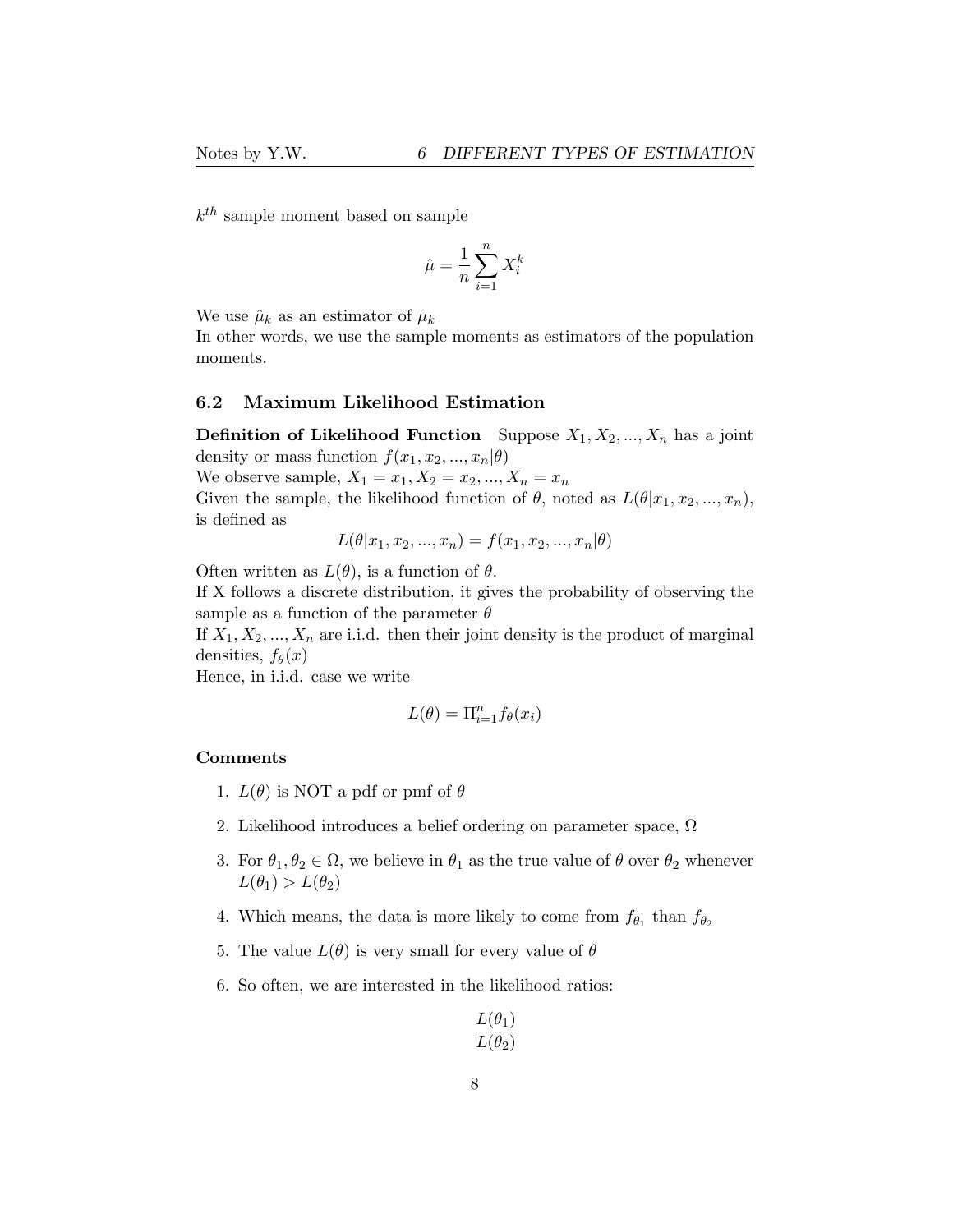$k^{th}$ sample moment based on sample

$$\hat{\mu} = \frac{1}{n}\sum_{i=1}^{n} X_i^k$$

We use $\hat{\mu}_k$ as an estimator of $\mu_k$
In other words, we use the sample moments as estimators of the population moments.

## 6.2 Maximum Likelihood Estimation

**Definition of Likelihood Function** Suppose $X_1, X_2, ..., X_n$ has a joint density or mass function $f(x_1, x_2, ..., x_n|\theta)$
We observe sample, $X_1 = x_1, X_2 = x_2, ..., X_n = x_n$
Given the sample, the likelihood function of $\theta$, noted as $L(\theta|x_1, x_2, ..., x_n)$, is defined as

$$L(\theta|x_1, x_2, ..., x_n) = f(x_1, x_2, ..., x_n|\theta)$$

Often written as $L(\theta)$, is a function of $\theta$.
If X follows a discrete distribution, it gives the probability of observing the sample as a function of the parameter $\theta$
If $X_1, X_2, ..., X_n$ are i.i.d. then their joint density is the product of marginal densities, $f_\theta(x)$
Hence, in i.i.d. case we write

$$L(\theta) = \Pi_{i=1}^{n} f_\theta(x_i)$$

**Comments**

1. $L(\theta)$ is NOT a pdf or pmf of $\theta$
2. Likelihood introduces a belief ordering on parameter space, $\Omega$
3. For $\theta_1, \theta_2 \in \Omega$, we believe in $\theta_1$ as the true value of $\theta$ over $\theta_2$ whenever $L(\theta_1) > L(\theta_2)$
4. Which means, the data is more likely to come from $f_{\theta_1}$ than $f_{\theta_2}$
5. The value $L(\theta)$ is very small for every value of $\theta$
6. So often, we are interested in the likelihood ratios:

$$\frac{L(\theta_1)}{L(\theta_2)}$$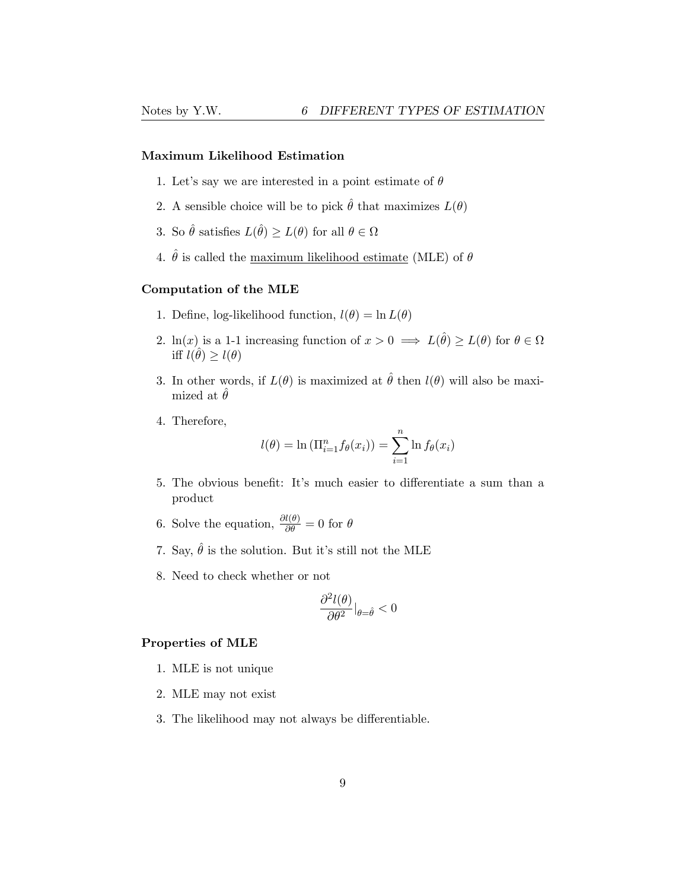**Maximum Likelihood Estimation**

1. Let's say we are interested in a point estimate of $\theta$
2. A sensible choice will be to pick $\hat{\theta}$ that maximizes $L(\theta)$
3. So $\hat{\theta}$ satisfies $L(\hat{\theta}) \geq L(\theta)$ for all $\theta \in \Omega$
4. $\hat{\theta}$ is called the maximum likelihood estimate (MLE) of $\theta$

**Computation of the MLE**

1. Define, log-likelihood function, $l(\theta) = \ln L(\theta)$
2. $\ln(x)$ is a 1-1 increasing function of $x > 0 \implies L(\hat{\theta}) \geq L(\theta)$ for $\theta \in \Omega$ iff $l(\hat{\theta}) \geq l(\theta)$
3. In other words, if $L(\theta)$ is maximized at $\hat{\theta}$ then $l(\theta)$ will also be maximized at $\hat{\theta}$
4. Therefore,
$$l(\theta) = \ln\left(\Pi_{i=1}^{n} f_\theta(x_i)\right) = \sum_{i=1}^{n} \ln f_\theta(x_i)$$
5. The obvious benefit: It's much easier to differentiate a sum than a product
6. Solve the equation, $\frac{\partial l(\theta)}{\partial \theta} = 0$ for $\theta$
7. Say, $\hat{\theta}$ is the solution. But it's still not the MLE
8. Need to check whether or not
$$\frac{\partial^2 l(\theta)}{\partial \theta^2}\Big|_{\theta=\hat{\theta}} < 0$$

**Properties of MLE**

1. MLE is not unique
2. MLE may not exist
3. The likelihood may not always be differentiable.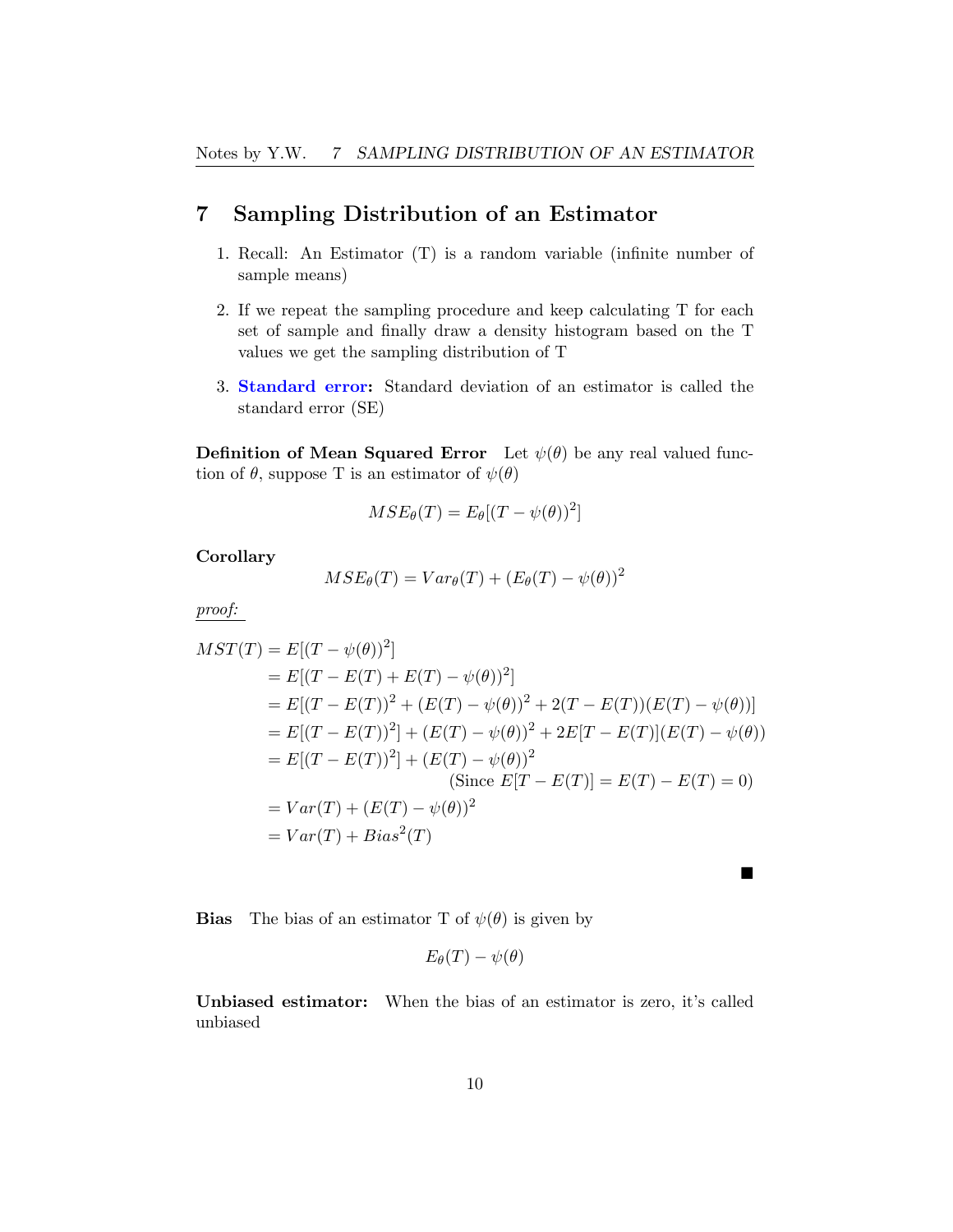# 7 Sampling Distribution of an Estimator

1. Recall: An Estimator (T) is a random variable (infinite number of sample means)

2. If we repeat the sampling procedure and keep calculating T for each set of sample and finally draw a density histogram based on the T values we get the sampling distribution of T

3. **Standard error:** Standard deviation of an estimator is called the standard error (SE)

**Definition of Mean Squared Error** Let $\psi(\theta)$ be any real valued function of $\theta$, suppose T is an estimator of $\psi(\theta)$

$$MSE_\theta(T) = E_\theta[(T - \psi(\theta))^2]$$

**Corollary**

$$MSE_\theta(T) = Var_\theta(T) + (E_\theta(T) - \psi(\theta))^2$$

*proof:*

$$\begin{aligned}
MST(T) &= E[(T - \psi(\theta))^2] \\
&= E[(T - E(T) + E(T) - \psi(\theta))^2] \\
&= E[(T - E(T))^2 + (E(T) - \psi(\theta))^2 + 2(T - E(T))(E(T) - \psi(\theta))] \\
&= E[(T - E(T))^2] + (E(T) - \psi(\theta))^2 + 2E[T - E(T)](E(T) - \psi(\theta)) \\
&= E[(T - E(T))^2] + (E(T) - \psi(\theta))^2 \\
&\qquad \text{(Since } E[T - E(T)] = E(T) - E(T) = 0\text{)} \\
&= Var(T) + (E(T) - \psi(\theta))^2 \\
&= Var(T) + Bias^2(T)
\end{aligned}$$

■

**Bias** The bias of an estimator T of $\psi(\theta)$ is given by

$$E_\theta(T) - \psi(\theta)$$

**Unbiased estimator:** When the bias of an estimator is zero, it's called unbiased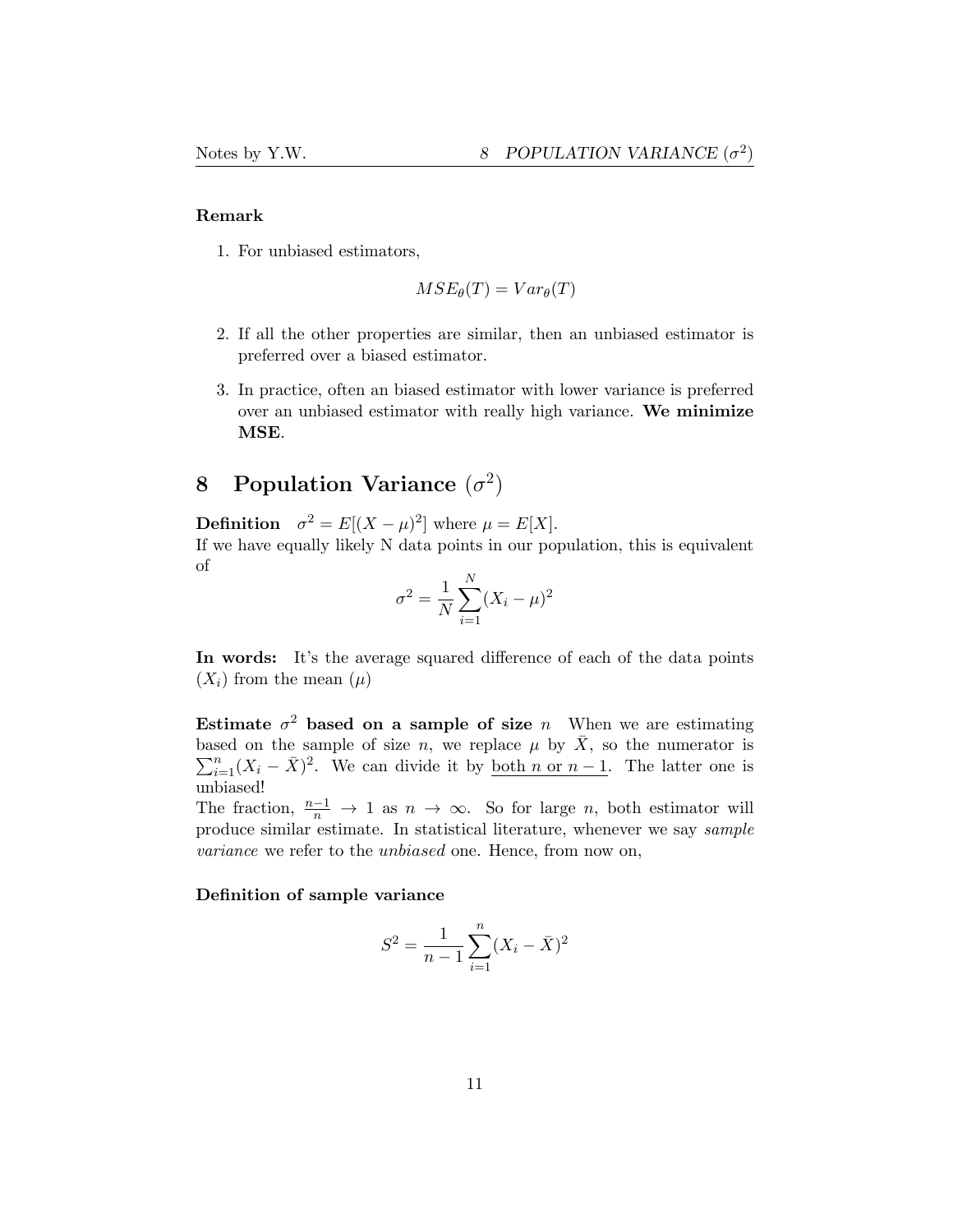**Remark**

1. For unbiased estimators,

$$MSE_\theta(T) = Var_\theta(T)$$

2. If all the other properties are similar, then an unbiased estimator is preferred over a biased estimator.

3. In practice, often an biased estimator with lower variance is preferred over an unbiased estimator with really high variance. **We minimize MSE**.

# 8 Population Variance ($\sigma^2$)

**Definition** $\sigma^2 = E[(X-\mu)^2]$ where $\mu = E[X]$.
If we have equally likely N data points in our population, this is equivalent of

$$\sigma^2 = \frac{1}{N}\sum_{i=1}^{N}(X_i - \mu)^2$$

**In words:** It's the average squared difference of each of the data points ($X_i$) from the mean ($\mu$)

**Estimate $\sigma^2$ based on a sample of size $n$** When we are estimating based on the sample of size $n$, we replace $\mu$ by $\bar{X}$, so the numerator is $\sum_{i=1}^{n}(X_i - \bar{X})^2$. We can divide it by both $n$ or $n-1$. The latter one is unbiased!
The fraction, $\frac{n-1}{n} \to 1$ as $n \to \infty$. So for large $n$, both estimator will produce similar estimate. In statistical literature, whenever we say *sample variance* we refer to the *unbiased* one. Hence, from now on,

**Definition of sample variance**

$$S^2 = \frac{1}{n-1}\sum_{i=1}^{n}(X_i - \bar{X})^2$$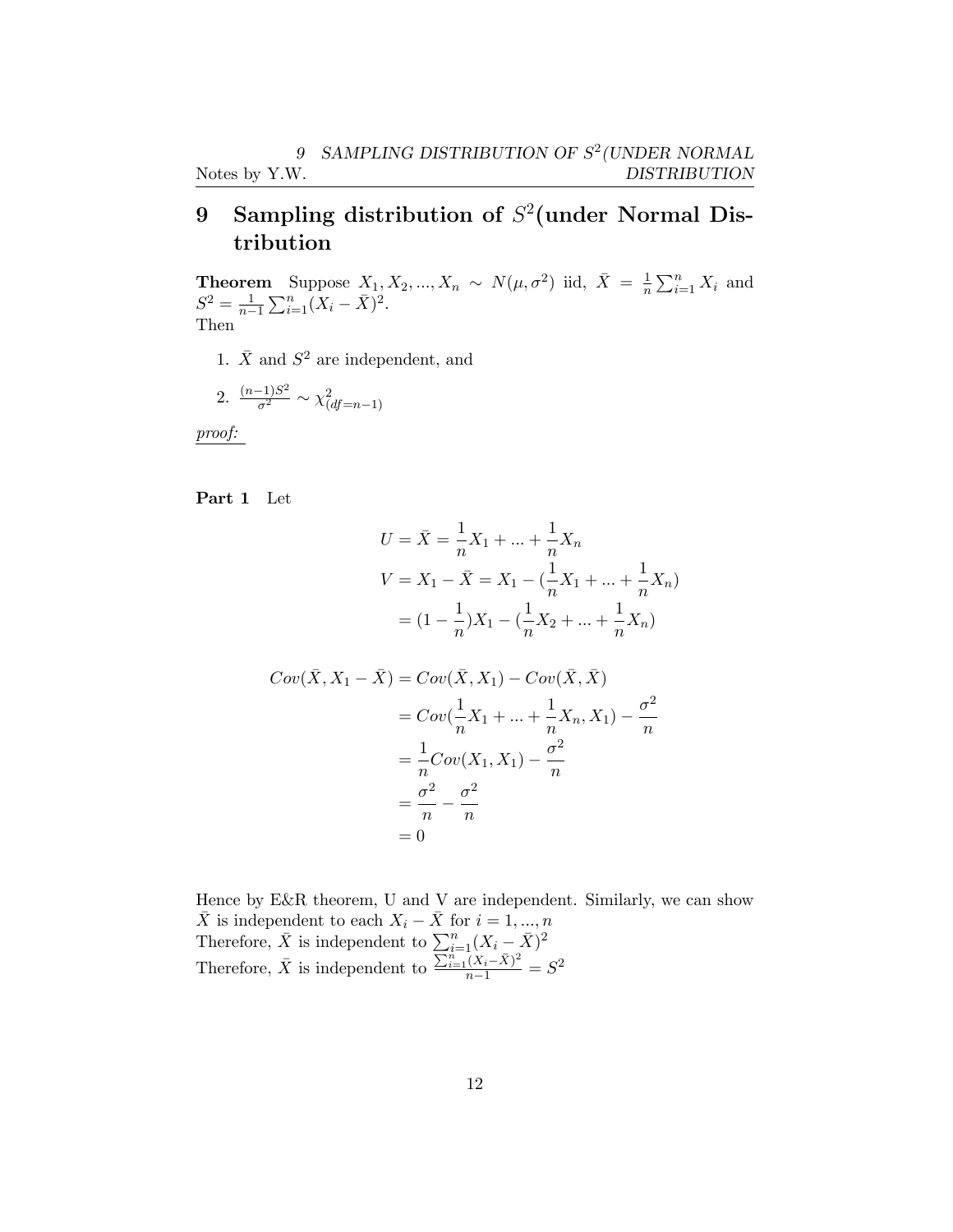# 9 Sampling distribution of $S^2$(under Normal Distribution

**Theorem** Suppose $X_1, X_2, ..., X_n \sim N(\mu, \sigma^2)$ iid, $\bar{X} = \frac{1}{n}\sum_{i=1}^{n} X_i$ and $S^2 = \frac{1}{n-1}\sum_{i=1}^{n}(X_i - \bar{X})^2$.
Then

1. $\bar{X}$ and $S^2$ are independent, and
2. $\frac{(n-1)S^2}{\sigma^2} \sim \chi^2_{(df=n-1)}$

<u>*proof:*</u>

**Part 1** Let

$$
\begin{aligned}
U = \bar{X} &= \frac{1}{n}X_1 + ... + \frac{1}{n}X_n \\
V = X_1 - \bar{X} &= X_1 - (\frac{1}{n}X_1 + ... + \frac{1}{n}X_n) \\
&= (1 - \frac{1}{n})X_1 - (\frac{1}{n}X_2 + ... + \frac{1}{n}X_n)
\end{aligned}
$$

$$
\begin{aligned}
Cov(\bar{X}, X_1 - \bar{X}) &= Cov(\bar{X}, X_1) - Cov(\bar{X}, \bar{X}) \\
&= Cov(\frac{1}{n}X_1 + ... + \frac{1}{n}X_n, X_1) - \frac{\sigma^2}{n} \\
&= \frac{1}{n}Cov(X_1, X_1) - \frac{\sigma^2}{n} \\
&= \frac{\sigma^2}{n} - \frac{\sigma^2}{n} \\
&= 0
\end{aligned}
$$

Hence by E&R theorem, U and V are independent. Similarly, we can show $\bar{X}$ is independent to each $X_i - \bar{X}$ for $i = 1, ..., n$
Therefore, $\bar{X}$ is independent to $\sum_{i=1}^{n}(X_i - \bar{X})^2$
Therefore, $\bar{X}$ is independent to $\frac{\sum_{i=1}^{n}(X_i - \bar{X})^2}{n-1} = S^2$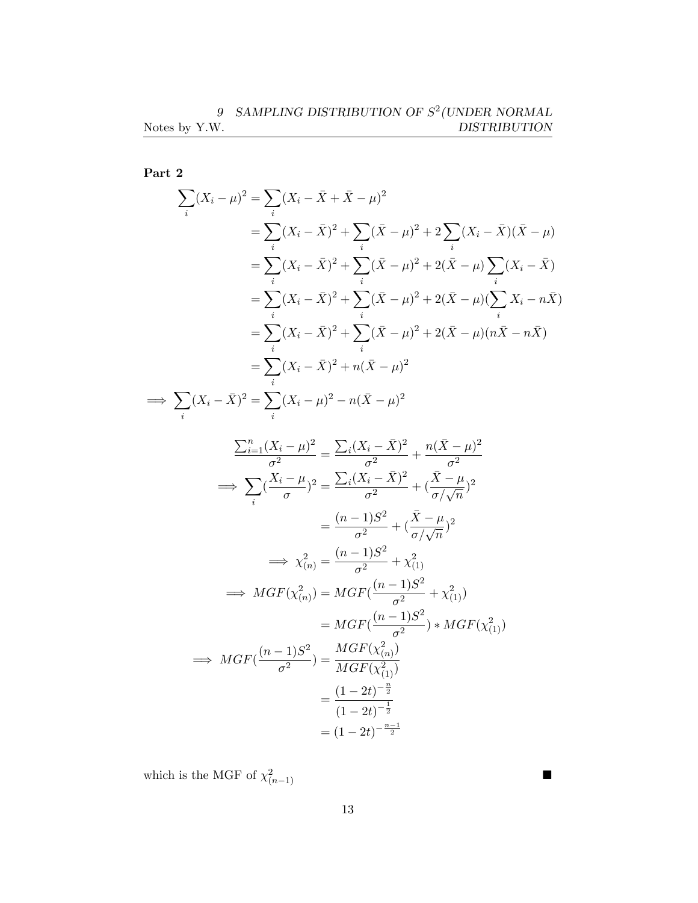**Part 2**

$$
\begin{aligned}
\sum_i (X_i-\mu)^2 &= \sum_i (X_i-\bar{X}+\bar{X}-\mu)^2 \\
&= \sum_i (X_i-\bar{X})^2 + \sum_i (\bar{X}-\mu)^2 + 2\sum_i (X_i-\bar{X})(\bar{X}-\mu) \\
&= \sum_i (X_i-\bar{X})^2 + \sum_i (\bar{X}-\mu)^2 + 2(\bar{X}-\mu)\sum_i (X_i-\bar{X}) \\
&= \sum_i (X_i-\bar{X})^2 + \sum_i (\bar{X}-\mu)^2 + 2(\bar{X}-\mu)(\sum_i X_i - n\bar{X}) \\
&= \sum_i (X_i-\bar{X})^2 + \sum_i (\bar{X}-\mu)^2 + 2(\bar{X}-\mu)(n\bar{X} - n\bar{X}) \\
&= \sum_i (X_i-\bar{X})^2 + n(\bar{X}-\mu)^2 \\
\implies \sum_i (X_i-\bar{X})^2 &= \sum_i (X_i-\mu)^2 - n(\bar{X}-\mu)^2
\end{aligned}
$$

$$
\begin{aligned}
\frac{\sum_{i=1}^n (X_i-\mu)^2}{\sigma^2} &= \frac{\sum_i (X_i-\bar{X})^2}{\sigma^2} + \frac{n(\bar{X}-\mu)^2}{\sigma^2} \\
\implies \sum_i (\frac{X_i-\mu}{\sigma})^2 &= \frac{\sum_i (X_i-\bar{X})^2}{\sigma^2} + (\frac{\bar{X}-\mu}{\sigma/\sqrt{n}})^2 \\
&= \frac{(n-1)S^2}{\sigma^2} + (\frac{\bar{X}-\mu}{\sigma/\sqrt{n}})^2 \\
\implies \chi^2_{(n)} &= \frac{(n-1)S^2}{\sigma^2} + \chi^2_{(1)} \\
\implies MGF(\chi^2_{(n)}) &= MGF(\frac{(n-1)S^2}{\sigma^2} + \chi^2_{(1)}) \\
&= MGF(\frac{(n-1)S^2}{\sigma^2}) * MGF(\chi^2_{(1)}) \\
\implies MGF(\frac{(n-1)S^2}{\sigma^2}) &= \frac{MGF(\chi^2_{(n)})}{MGF(\chi^2_{(1)})} \\
&= \frac{(1-2t)^{-\frac{n}{2}}}{(1-2t)^{-\frac{1}{2}}} \\
&= (1-2t)^{-\frac{n-1}{2}}
\end{aligned}
$$

which is the MGF of $\chi^2_{(n-1)}$ ■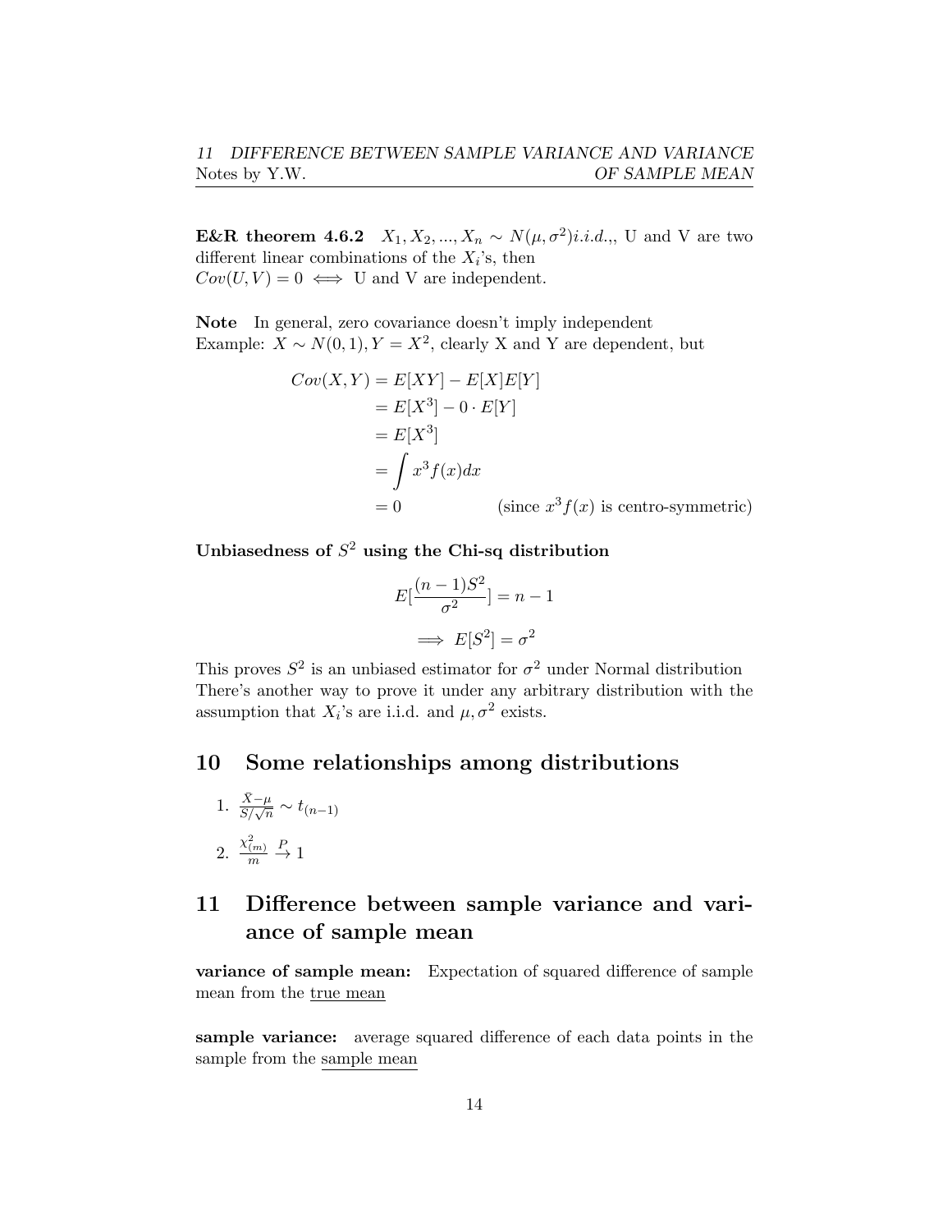**E&R theorem 4.6.2** $X_1, X_2, ..., X_n \sim N(\mu, \sigma^2) i.i.d.$,, U and V are two different linear combinations of the $X_i$'s, then
$Cov(U, V) = 0 \iff$ U and V are independent.

**Note** In general, zero covariance doesn't imply independent
Example: $X \sim N(0, 1), Y = X^2$, clearly X and Y are dependent, but

$$\begin{aligned}
Cov(X, Y) &= E[XY] - E[X]E[Y] \\
&= E[X^3] - 0 \cdot E[Y] \\
&= E[X^3] \\
&= \int x^3 f(x) dx \\
&= 0 \qquad\qquad \text{(since } x^3 f(x) \text{ is centro-symmetric)}
\end{aligned}$$

**Unbiasedness of $S^2$ using the Chi-sq distribution**

$$E[\frac{(n-1)S^2}{\sigma^2}] = n - 1$$

$$\implies E[S^2] = \sigma^2$$

This proves $S^2$ is an unbiased estimator for $\sigma^2$ under Normal distribution
There's another way to prove it under any arbitrary distribution with the assumption that $X_i$'s are i.i.d. and $\mu, \sigma^2$ exists.

# 10 Some relationships among distributions

1. $\frac{\bar{X}-\mu}{S/\sqrt{n}} \sim t_{(n-1)}$
2. $\frac{\chi^2_{(m)}}{m} \xrightarrow{P} 1$

# 11 Difference between sample variance and variance of sample mean

**variance of sample mean:** Expectation of squared difference of sample mean from the <u>true mean</u>

**sample variance:** average squared difference of each data points in the sample from the <u>sample mean</u>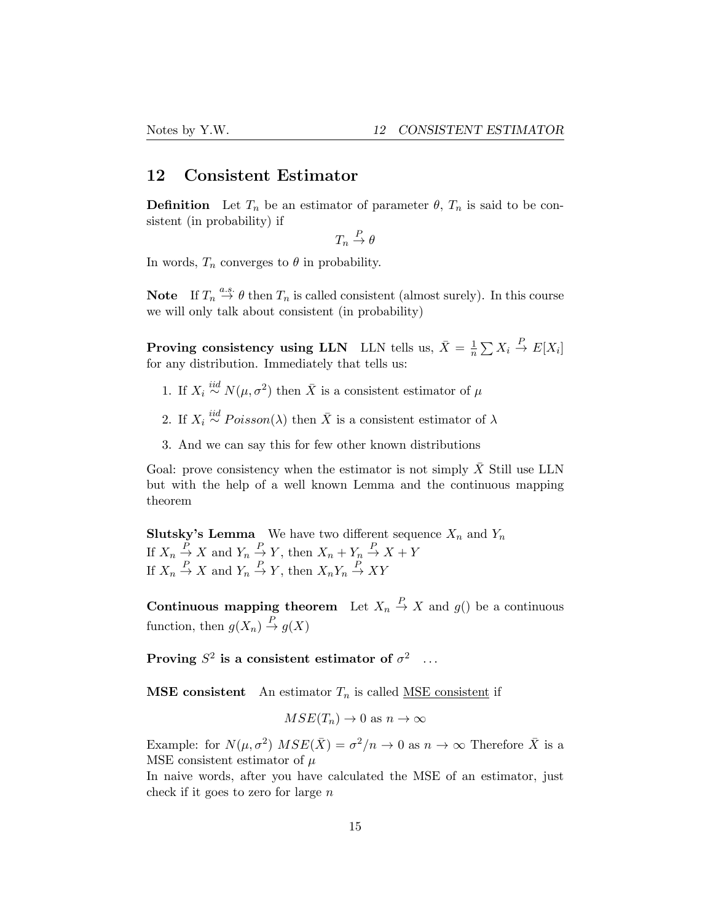## 12 Consistent Estimator

**Definition** Let $T_n$ be an estimator of parameter $\theta$, $T_n$ is said to be consistent (in probability) if

$$T_n \xrightarrow{P} \theta$$

In words, $T_n$ converges to $\theta$ in probability.

**Note** If $T_n \xrightarrow{a.s.} \theta$ then $T_n$ is called consistent (almost surely). In this course we will only talk about consistent (in probability)

**Proving consistency using LLN** LLN tells us, $\bar{X} = \frac{1}{n}\sum X_i \xrightarrow{P} E[X_i]$ for any distribution. Immediately that tells us:

1. If $X_i \overset{iid}{\sim} N(\mu, \sigma^2)$ then $\bar{X}$ is a consistent estimator of $\mu$
2. If $X_i \overset{iid}{\sim} Poisson(\lambda)$ then $\bar{X}$ is a consistent estimator of $\lambda$
3. And we can say this for few other known distributions

Goal: prove consistency when the estimator is not simply $\bar{X}$ Still use LLN but with the help of a well known Lemma and the continuous mapping theorem

**Slutsky's Lemma** We have two different sequence $X_n$ and $Y_n$
If $X_n \xrightarrow{P} X$ and $Y_n \xrightarrow{P} Y$, then $X_n + Y_n \xrightarrow{P} X + Y$
If $X_n \xrightarrow{P} X$ and $Y_n \xrightarrow{P} Y$, then $X_n Y_n \xrightarrow{P} XY$

**Continuous mapping theorem** Let $X_n \xrightarrow{P} X$ and $g()$ be a continuous function, then $g(X_n) \xrightarrow{P} g(X)$

**Proving $S^2$ is a consistent estimator of $\sigma^2$** ...

**MSE consistent** An estimator $T_n$ is called <u>MSE consistent</u> if

$$MSE(T_n) \to 0 \text{ as } n \to \infty$$

Example: for $N(\mu, \sigma^2)$ $MSE(\bar{X}) = \sigma^2/n \to 0$ as $n \to \infty$ Therefore $\bar{X}$ is a MSE consistent estimator of $\mu$
In naive words, after you have calculated the MSE of an estimator, just check if it goes to zero for large $n$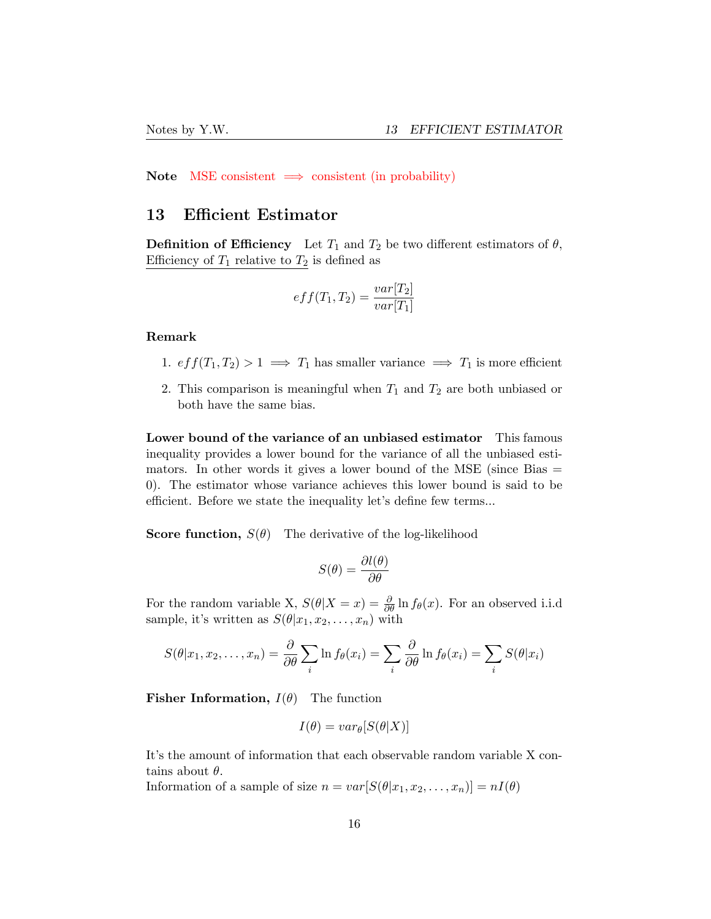**Note** MSE consistent $\implies$ consistent (in probability)

## 13 Efficient Estimator

**Definition of Efficiency** Let $T_1$ and $T_2$ be two different estimators of $\theta$, Efficiency of $T_1$ relative to $T_2$ is defined as

$$eff(T_1, T_2) = \frac{var[T_2]}{var[T_1]}$$

**Remark**

1. $eff(T_1, T_2) > 1 \implies T_1$ has smaller variance $\implies T_1$ is more efficient
2. This comparison is meaningful when $T_1$ and $T_2$ are both unbiased or both have the same bias.

**Lower bound of the variance of an unbiased estimator** This famous inequality provides a lower bound for the variance of all the unbiased estimators. In other words it gives a lower bound of the MSE (since Bias = 0). The estimator whose variance achieves this lower bound is said to be efficient. Before we state the inequality let's define few terms...

**Score function, $S(\theta)$** The derivative of the log-likelihood

$$S(\theta) = \frac{\partial l(\theta)}{\partial \theta}$$

For the random variable X, $S(\theta|X = x) = \frac{\partial}{\partial \theta} \ln f_\theta(x)$. For an observed i.i.d sample, it's written as $S(\theta|x_1, x_2, \ldots, x_n)$ with

$$S(\theta|x_1, x_2, \ldots, x_n) = \frac{\partial}{\partial \theta} \sum_i \ln f_\theta(x_i) = \sum_i \frac{\partial}{\partial \theta} \ln f_\theta(x_i) = \sum_i S(\theta|x_i)$$

**Fisher Information, $I(\theta)$** The function

$$I(\theta) = var_\theta[S(\theta|X)]$$

It's the amount of information that each observable random variable X contains about $\theta$.
Information of a sample of size $n = var[S(\theta|x_1, x_2, \ldots, x_n)] = nI(\theta)$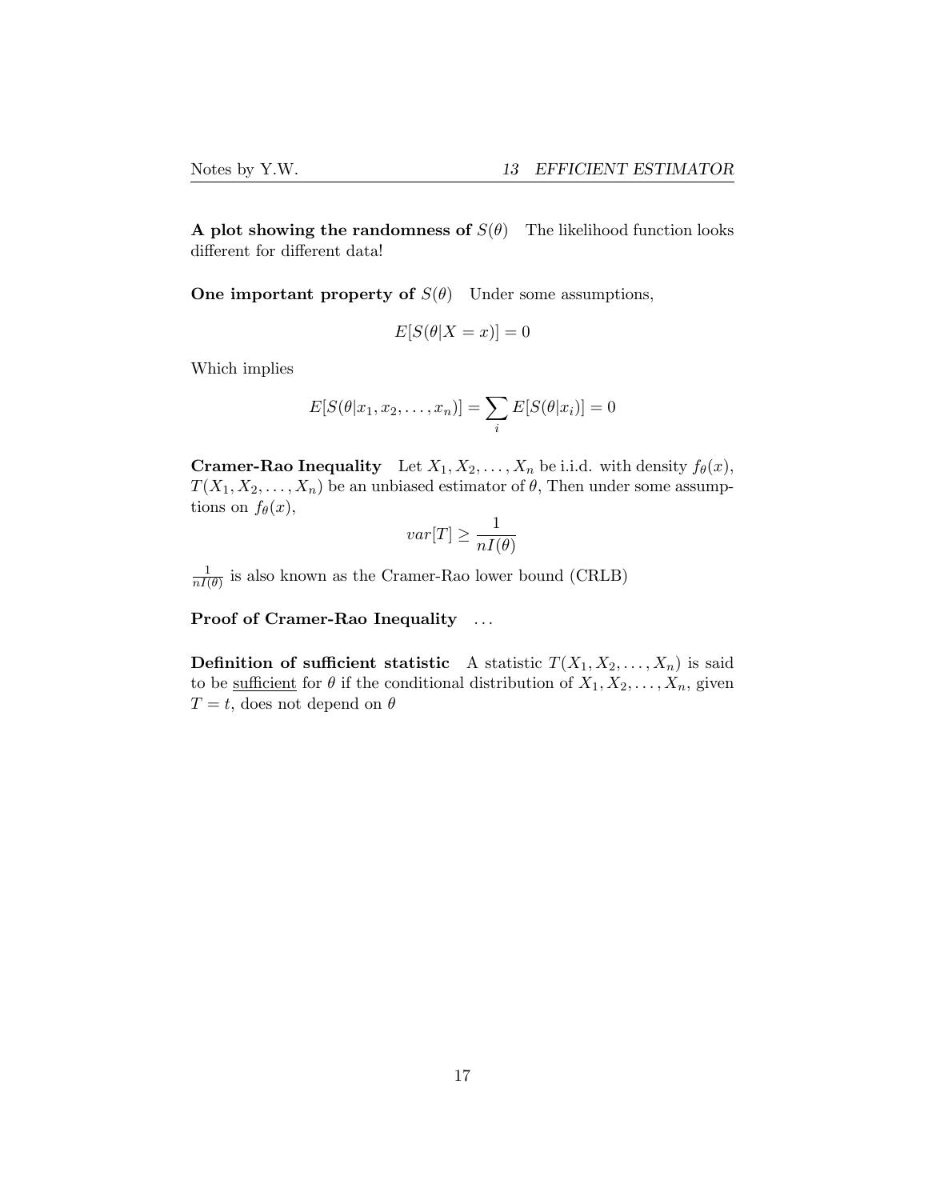**A plot showing the randomness of $S(\theta)$** The likelihood function looks different for different data!

**One important property of $S(\theta)$** Under some assumptions,

$$E[S(\theta|X = x)] = 0$$

Which implies

$$E[S(\theta|x_1, x_2, \ldots, x_n)] = \sum_i E[S(\theta|x_i)] = 0$$

**Cramer-Rao Inequality** Let $X_1, X_2, \ldots, X_n$ be i.i.d. with density $f_\theta(x)$, $T(X_1, X_2, \ldots, X_n)$ be an unbiased estimator of $\theta$, Then under some assumptions on $f_\theta(x)$,

$$var[T] \geq \frac{1}{nI(\theta)}$$

$\frac{1}{nI(\theta)}$ is also known as the Cramer-Rao lower bound (CRLB)

**Proof of Cramer-Rao Inequality** ...

**Definition of sufficient statistic** A statistic $T(X_1, X_2, \ldots, X_n)$ is said to be sufficient for $\theta$ if the conditional distribution of $X_1, X_2, \ldots, X_n$, given $T = t$, does not depend on $\theta$